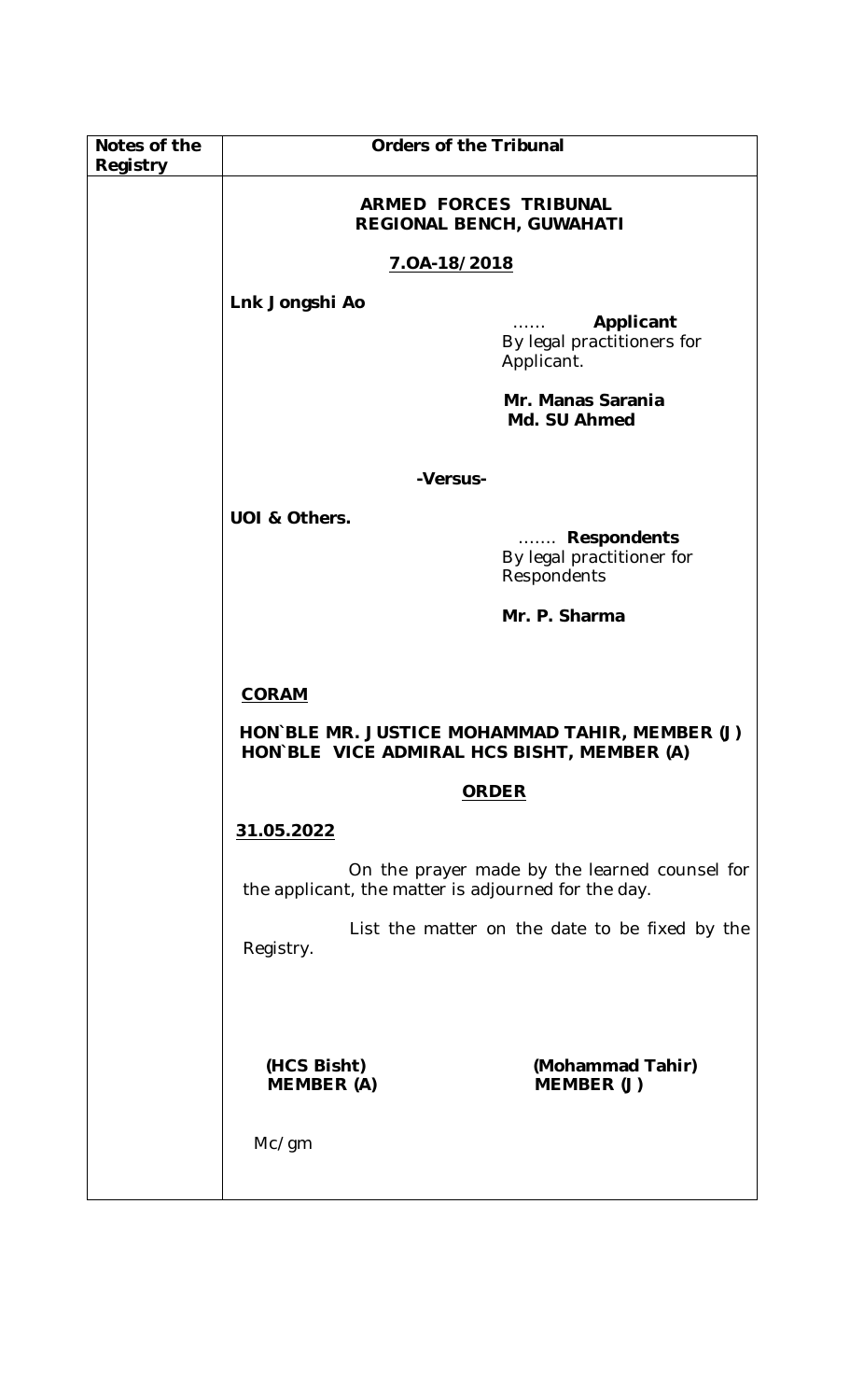| Notes of the Registry | Orders of the Tribunal |
|---|---|
| | **ARMED FORCES TRIBUNAL**<br>**REGIONAL BENCH, GUWAHATI**<br><br>**7.OA-18/2018**<br><br>**Lnk Jongshi Ao**<br>…… **Applicant**<br>By legal practitioners for Applicant.<br><br>**Mr. Manas Sarania**<br>**Md. SU Ahmed**<br><br>**-Versus-**<br><br>**UOI & Others.**<br>……. **Respondents**<br>By legal practitioner for Respondents<br><br>**Mr. P. Sharma**<br><br>**CORAM**<br><br>**HON`BLE MR. JUSTICE MOHAMMAD TAHIR, MEMBER (J)**<br>**HON`BLE VICE ADMIRAL HCS BISHT, MEMBER (A)**<br><br>**ORDER**<br><br>**31.05.2022**<br><br>On the prayer made by the learned counsel for the applicant, the matter is adjourned for the day.<br><br>List the matter on the date to be fixed by the Registry.<br><br>**(HCS Bisht)** **MEMBER (A)** &nbsp;&nbsp;&nbsp; **(Mohammad Tahir)** **MEMBER (J)**<br><br>Mc/gm |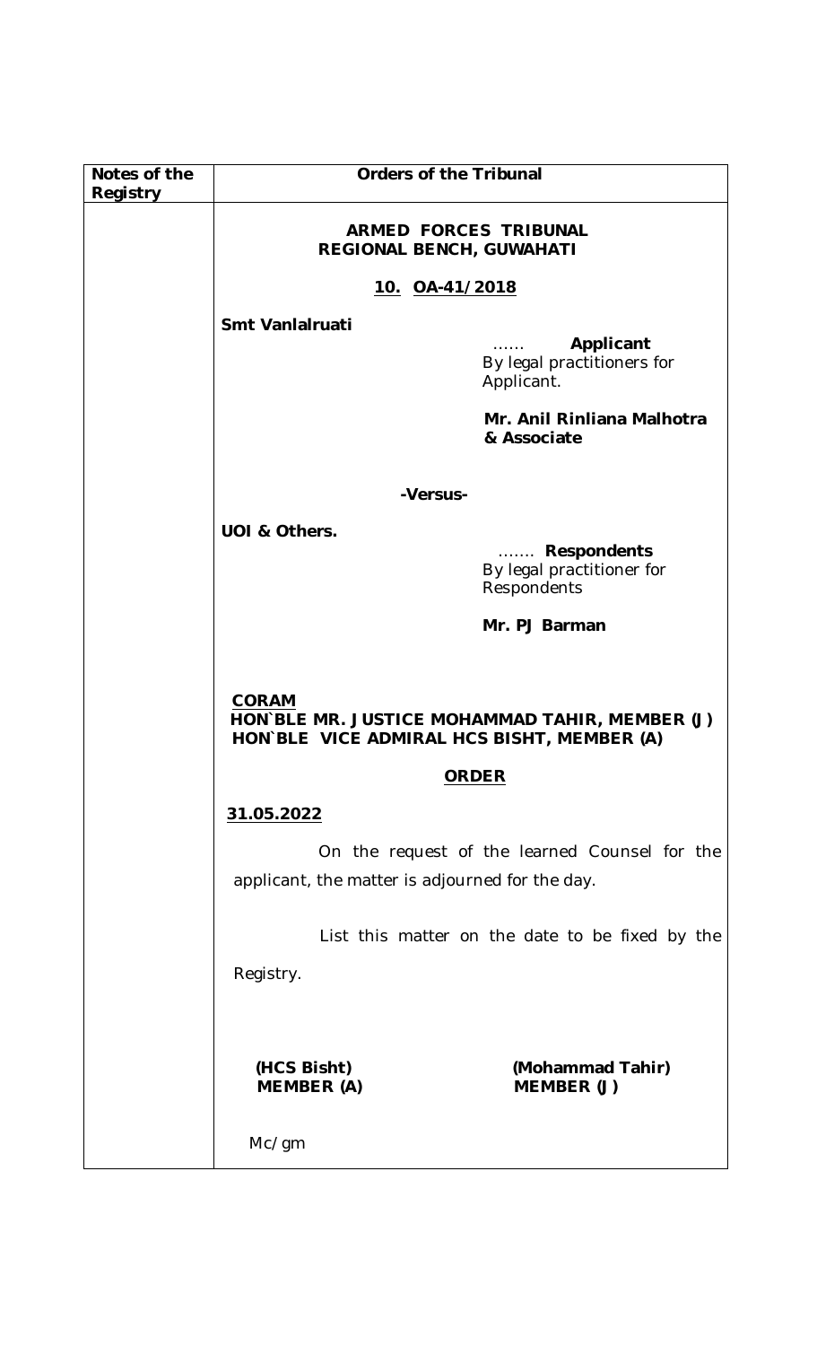| Notes of the Registry | Orders of the Tribunal |
|---|---|
| | **ARMED FORCES TRIBUNAL**<br>**REGIONAL BENCH, GUWAHATI**<br><br>**10. OA-41/2018**<br><br>**Smt Vanlalruati**<br>…… **Applicant**<br>By legal practitioners for Applicant.<br><br>**Mr. Anil Rinliana Malhotra & Associate**<br><br>**-Versus-**<br><br>**UOI & Others.**<br>……. **Respondents**<br>By legal practitioner for Respondents<br><br>**Mr. PJ Barman**<br><br>**CORAM**<br>**HON`BLE MR. JUSTICE MOHAMMAD TAHIR, MEMBER (J)**<br>**HON`BLE VICE ADMIRAL HCS BISHT, MEMBER (A)**<br><br>**ORDER**<br><br>**31.05.2022**<br><br>On the request of the learned Counsel for the applicant, the matter is adjourned for the day.<br><br>List this matter on the date to be fixed by the Registry.<br><br>**(HCS Bisht)** **(Mohammad Tahir)**<br>**MEMBER (A)** **MEMBER (J)**<br><br>Mc/gm |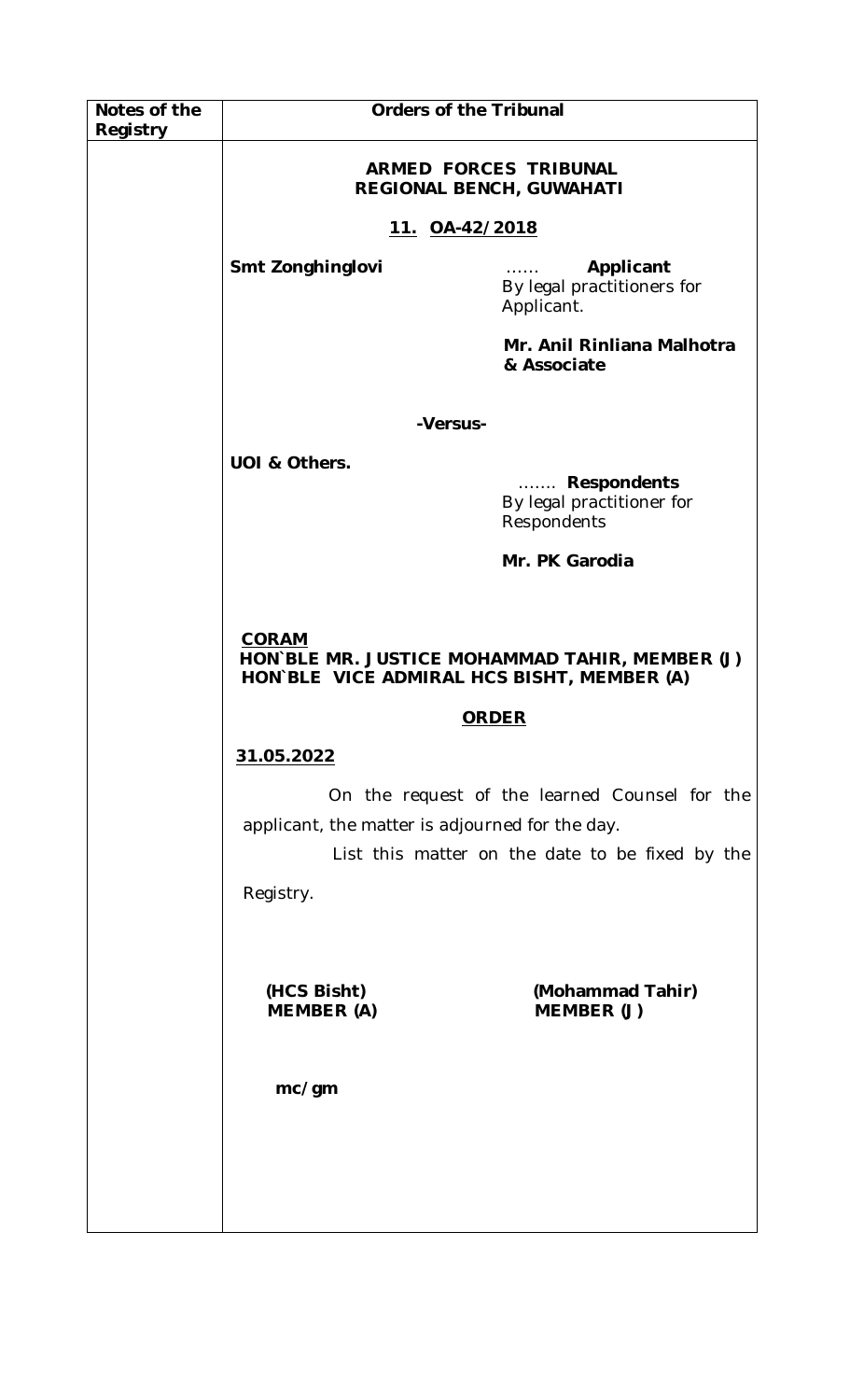| Notes of the Registry | Orders of the Tribunal |
|---|---|
| | **ARMED FORCES TRIBUNAL**<br>**REGIONAL BENCH, GUWAHATI**<br><br>**<u>11. OA-42/2018</u>**<br><br>**Smt Zonghinglovi** …… **Applicant**<br>By legal practitioners for Applicant.<br><br>**Mr. Anil Rinliana Malhotra & Associate**<br><br>**-Versus-**<br><br>**UOI & Others.** ……. **Respondents**<br>By legal practitioner for Respondents<br><br>**Mr. PK Garodia**<br><br>**<u>CORAM</u>**<br>**HON`BLE MR. JUSTICE MOHAMMAD TAHIR, MEMBER (J)**<br>**HON`BLE VICE ADMIRAL HCS BISHT, MEMBER (A)**<br><br>**<u>ORDER</u>**<br><br>**<u>31.05.2022</u>**<br><br>On the request of the learned Counsel for the applicant, the matter is adjourned for the day.<br><br>List this matter on the date to be fixed by the Registry.<br><br>**(HCS Bisht)** **(Mohammad Tahir)**<br>**MEMBER (A)** **MEMBER (J)**<br><br>**mc/gm** |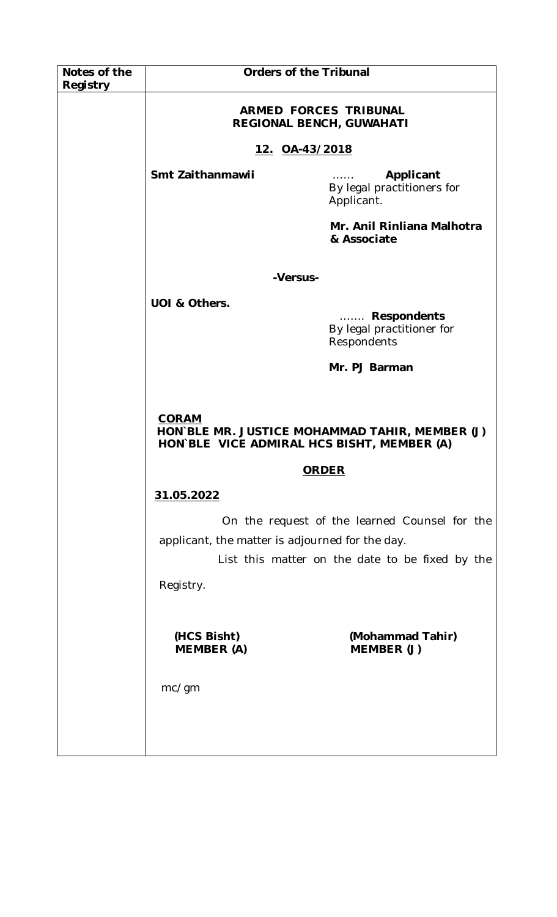| Notes of the Registry | Orders of the Tribunal |
|---|---|
| | **ARMED FORCES TRIBUNAL**<br>**REGIONAL BENCH, GUWAHATI**<br><br>**12. OA-43/2018**<br><br>**Smt Zaithanmawii** …… **Applicant**<br>By legal practitioners for Applicant.<br>**Mr. Anil Rinliana Malhotra & Associate**<br><br>**-Versus-**<br><br>**UOI & Others.** ……. **Respondents**<br>By legal practitioner for Respondents<br>**Mr. PJ Barman**<br><br>**CORAM**<br>**HON`BLE MR. JUSTICE MOHAMMAD TAHIR, MEMBER (J)**<br>**HON`BLE VICE ADMIRAL HCS BISHT, MEMBER (A)**<br><br>**ORDER**<br><br>**31.05.2022**<br><br>On the request of the learned Counsel for the applicant, the matter is adjourned for the day.<br>List this matter on the date to be fixed by the Registry.<br><br>**(HCS Bisht)** **(Mohammad Tahir)**<br>**MEMBER (A)** **MEMBER (J)**<br><br>mc/gm |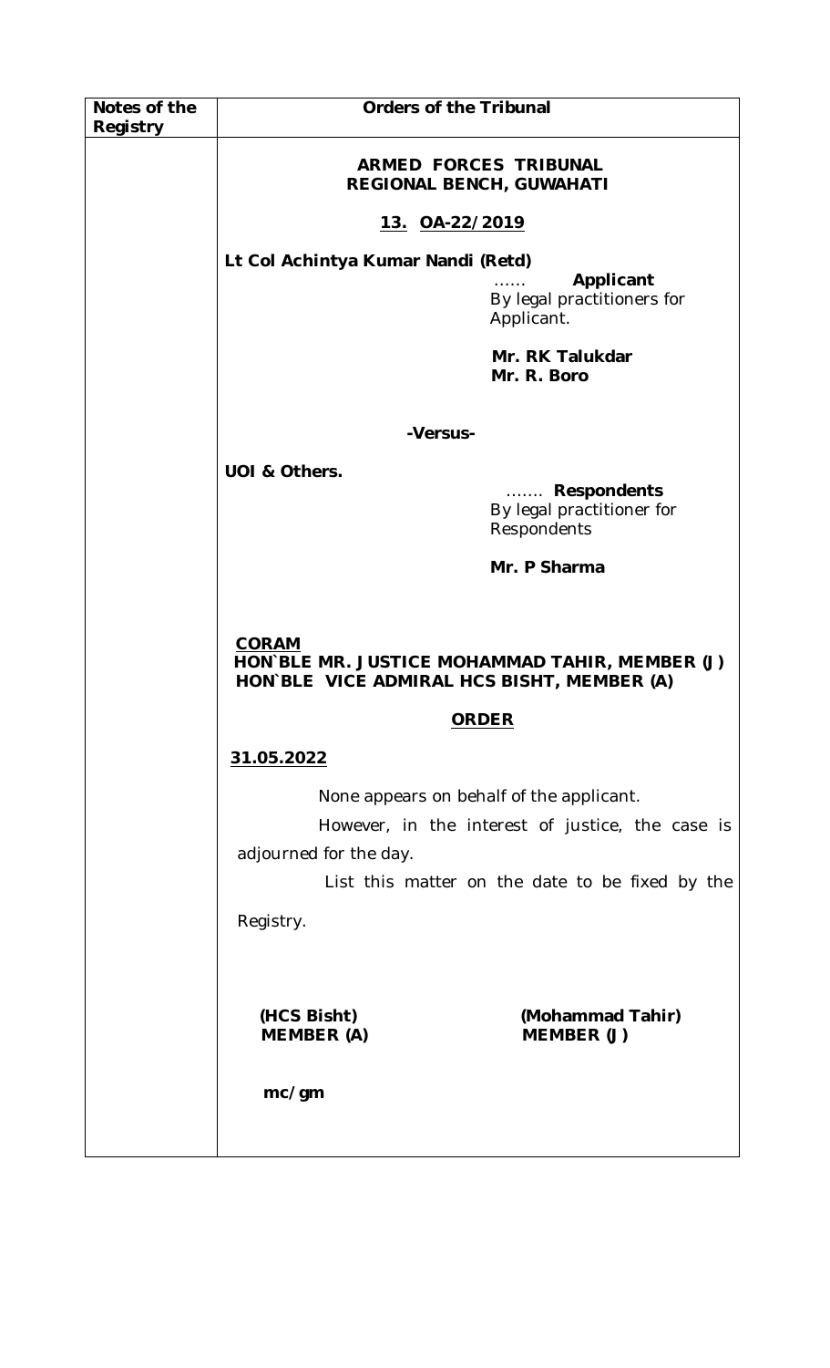| Notes of the Registry | Orders of the Tribunal |
|---|---|
| | **ARMED FORCES TRIBUNAL**<br>**REGIONAL BENCH, GUWAHATI**<br><br>**13. OA-22/2019**<br><br>**Lt Col Achintya Kumar Nandi (Retd)**<br>…… **Applicant**<br>By legal practitioners for Applicant.<br><br>**Mr. RK Talukdar**<br>**Mr. R. Boro**<br><br>**-Versus-**<br><br>**UOI & Others.**<br>……. **Respondents**<br>By legal practitioner for Respondents<br><br>**Mr. P Sharma**<br><br>**CORAM**<br>**HON`BLE MR. JUSTICE MOHAMMAD TAHIR, MEMBER (J)**<br>**HON`BLE VICE ADMIRAL HCS BISHT, MEMBER (A)**<br><br>**ORDER**<br><br>**31.05.2022**<br><br>None appears on behalf of the applicant.<br>However, in the interest of justice, the case is adjourned for the day.<br>List this matter on the date to be fixed by the Registry.<br><br>**(HCS Bisht)** **(Mohammad Tahir)**<br>**MEMBER (A)** **MEMBER (J)**<br><br>**mc/gm** |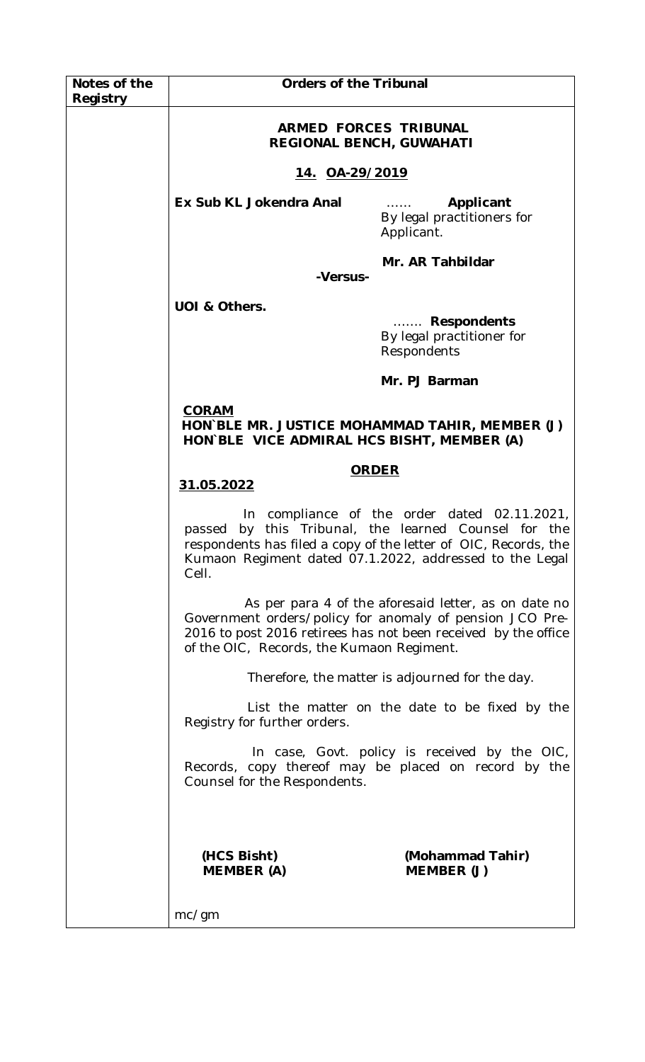| Notes of the Registry | Orders of the Tribunal |
|---|---|
| | **ARMED FORCES TRIBUNAL**<br>**REGIONAL BENCH, GUWAHATI**<br><br>**14. OA-29/2019**<br><br>**Ex Sub KL Jokendra Anal** …… **Applicant**<br>By legal practitioners for Applicant.<br><br>**Mr. AR Tahbildar**<br><br>**-Versus-**<br><br>**UOI & Others.** ……. **Respondents**<br>By legal practitioner for Respondents<br><br>**Mr. PJ Barman**<br><br>**CORAM**<br>**HON`BLE MR. JUSTICE MOHAMMAD TAHIR, MEMBER (J)**<br>**HON`BLE VICE ADMIRAL HCS BISHT, MEMBER (A)**<br><br>**ORDER**<br>**31.05.2022**<br><br>In compliance of the order dated 02.11.2021, passed by this Tribunal, the learned Counsel for the respondents has filed a copy of the letter of OIC, Records, the Kumaon Regiment dated 07.1.2022, addressed to the Legal Cell.<br><br>As per para 4 of the aforesaid letter, as on date no Government orders/policy for anomaly of pension JCO Pre-2016 to post 2016 retirees has not been received by the office of the OIC, Records, the Kumaon Regiment.<br><br>Therefore, the matter is adjourned for the day.<br><br>List the matter on the date to be fixed by the Registry for further orders.<br><br>In case, Govt. policy is received by the OIC, Records, copy thereof may be placed on record by the Counsel for the Respondents.<br><br>**(HCS Bisht)** **(Mohammad Tahir)**<br>**MEMBER (A)** **MEMBER (J)**<br><br>mc/gm |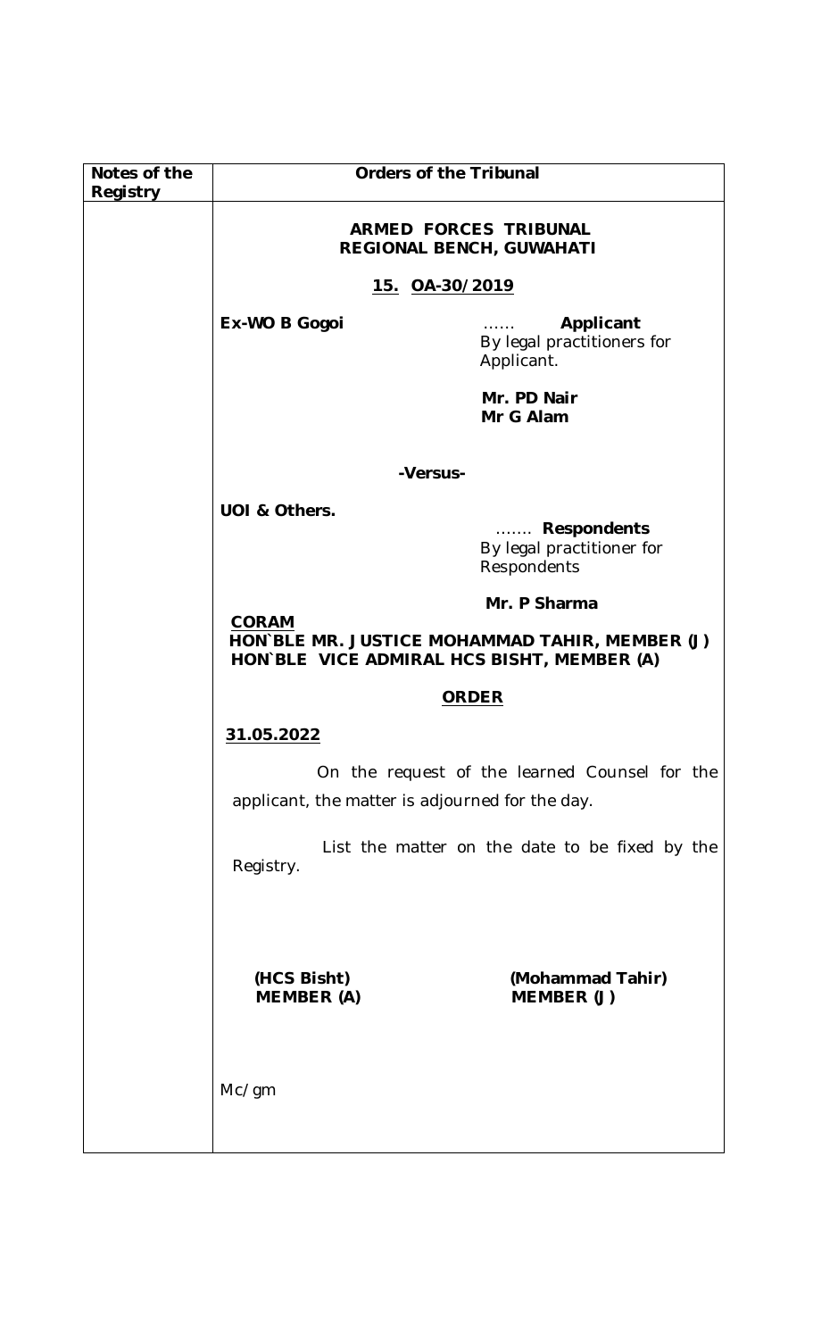| Notes of the Registry | Orders of the Tribunal |
|---|---|
| | **ARMED FORCES TRIBUNAL**<br>**REGIONAL BENCH, GUWAHATI**<br><br>**15. OA-30/2019**<br><br>**Ex-WO B Gogoi** …… **Applicant**<br>By legal practitioners for Applicant.<br>**Mr. PD Nair**<br>**Mr G Alam**<br><br>**-Versus-**<br><br>**UOI & Others.** ……. **Respondents**<br>By legal practitioner for Respondents<br>**Mr. P Sharma**<br><br>**CORAM**<br>**HON`BLE MR. JUSTICE MOHAMMAD TAHIR, MEMBER (J)**<br>**HON`BLE VICE ADMIRAL HCS BISHT, MEMBER (A)**<br><br>**ORDER**<br><br>**31.05.2022**<br><br>On the request of the learned Counsel for the applicant, the matter is adjourned for the day.<br><br>List the matter on the date to be fixed by the Registry.<br><br>**(HCS Bisht)** **(Mohammad Tahir)**<br>**MEMBER (A)** **MEMBER (J)**<br><br>Mc/gm |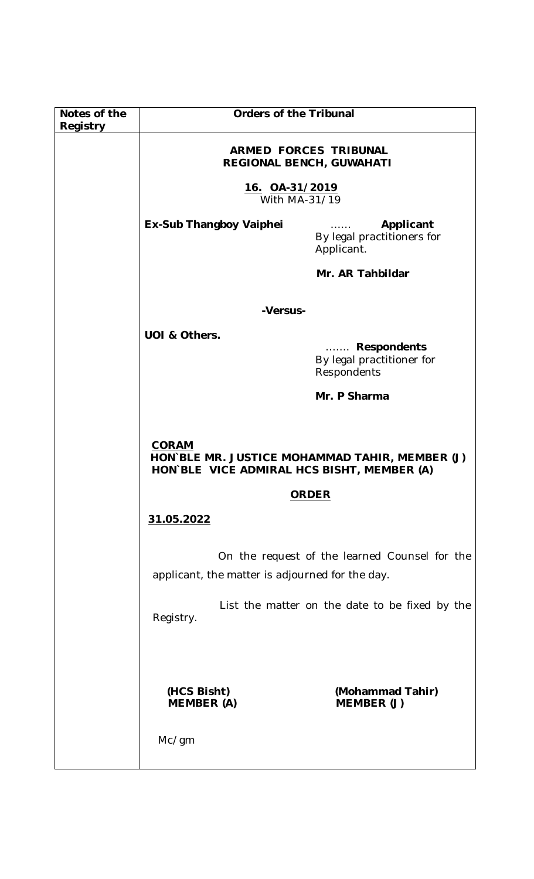| Notes of the Registry | Orders of the Tribunal |
|---|---|
| | |

**ARMED FORCES TRIBUNAL**
**REGIONAL BENCH, GUWAHATI**

**16. OA-31/2019**
With MA-31/19

**Ex-Sub Thangboy Vaiphei** …… **Applicant**
By legal practitioners for Applicant.

**Mr. AR Tahbildar**

**-Versus-**

**UOI & Others.** ……. **Respondents**
By legal practitioner for Respondents

**Mr. P Sharma**

**CORAM**
**HON`BLE MR. JUSTICE MOHAMMAD TAHIR, MEMBER (J)**
**HON`BLE VICE ADMIRAL HCS BISHT, MEMBER (A)**

**ORDER**

**31.05.2022**

On the request of the learned Counsel for the applicant, the matter is adjourned for the day.

List the matter on the date to be fixed by the Registry.

**(HCS Bisht)**
**MEMBER (A)**

**(Mohammad Tahir)**
**MEMBER (J)**

Mc/gm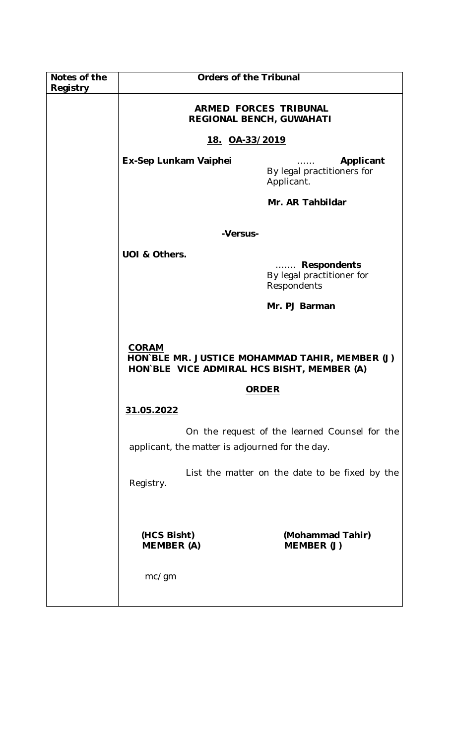| Notes of the Registry | Orders of the Tribunal |
|---|---|
| | **ARMED FORCES TRIBUNAL**<br>**REGIONAL BENCH, GUWAHATI**<br><br>**18. OA-33/2019**<br><br>**Ex-Sep Lunkam Vaiphei** …… **Applicant**<br>By legal practitioners for Applicant.<br><br>**Mr. AR Tahbildar**<br><br>**-Versus-**<br><br>**UOI & Others.** ……. **Respondents**<br>By legal practitioner for Respondents<br><br>**Mr. PJ Barman**<br><br>**CORAM**<br>**HON`BLE MR. JUSTICE MOHAMMAD TAHIR, MEMBER (J)**<br>**HON`BLE VICE ADMIRAL HCS BISHT, MEMBER (A)**<br><br>**ORDER**<br><br>**31.05.2022**<br><br>On the request of the learned Counsel for the applicant, the matter is adjourned for the day.<br><br>List the matter on the date to be fixed by the Registry.<br><br>**(HCS Bisht)** **(Mohammad Tahir)**<br>**MEMBER (A)** **MEMBER (J)**<br><br>mc/gm |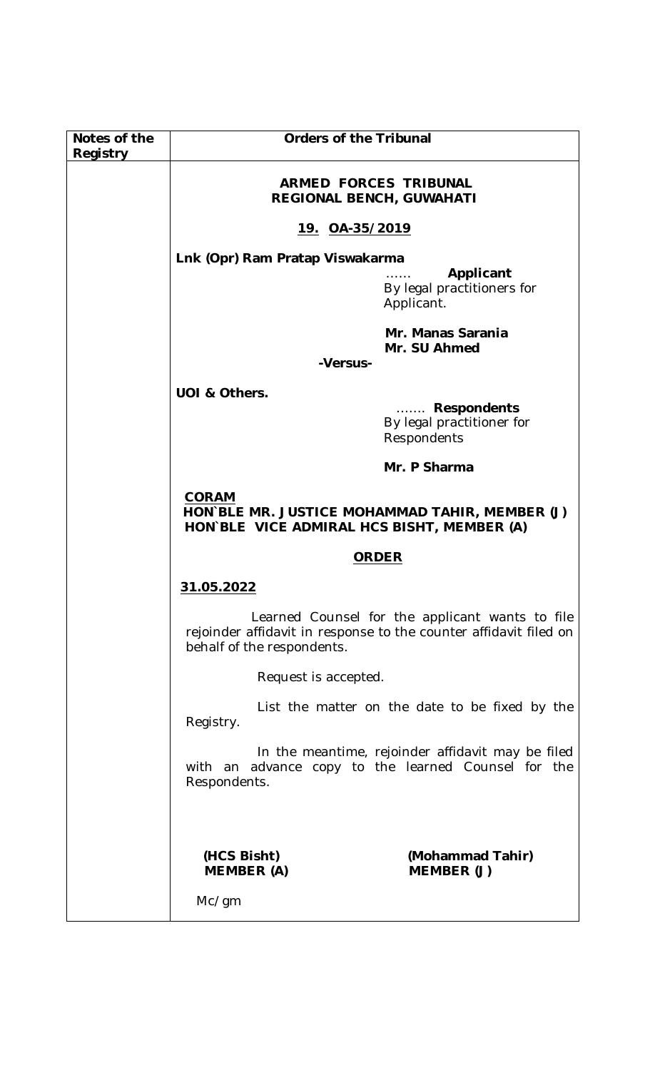| Notes of the Registry | Orders of the Tribunal |
|---|---|
| | **ARMED FORCES TRIBUNAL**<br>**REGIONAL BENCH, GUWAHATI**<br><br>**<u>19. OA-35/2019</u>**<br><br>**Lnk (Opr) Ram Pratap Viswakarma**<br>…… **Applicant**<br>By legal practitioners for Applicant.<br><br>**Mr. Manas Sarania**<br>**Mr. SU Ahmed**<br>**-Versus-**<br><br>**UOI & Others.**<br>……. **Respondents**<br>By legal practitioner for Respondents<br><br>**Mr. P Sharma**<br><br>**<u>CORAM</u>**<br>**HON`BLE MR. JUSTICE MOHAMMAD TAHIR, MEMBER (J)**<br>**HON`BLE VICE ADMIRAL HCS BISHT, MEMBER (A)**<br><br>**<u>ORDER</u>**<br><br>**<u>31.05.2022</u>**<br><br>Learned Counsel for the applicant wants to file rejoinder affidavit in response to the counter affidavit filed on behalf of the respondents.<br><br>Request is accepted.<br><br>List the matter on the date to be fixed by the Registry.<br><br>In the meantime, rejoinder affidavit may be filed with an advance copy to the learned Counsel for the Respondents.<br><br>**(HCS Bisht)** **MEMBER (A)** &nbsp;&nbsp;&nbsp;&nbsp; **(Mohammad Tahir)** **MEMBER (J)**<br><br>Mc/gm |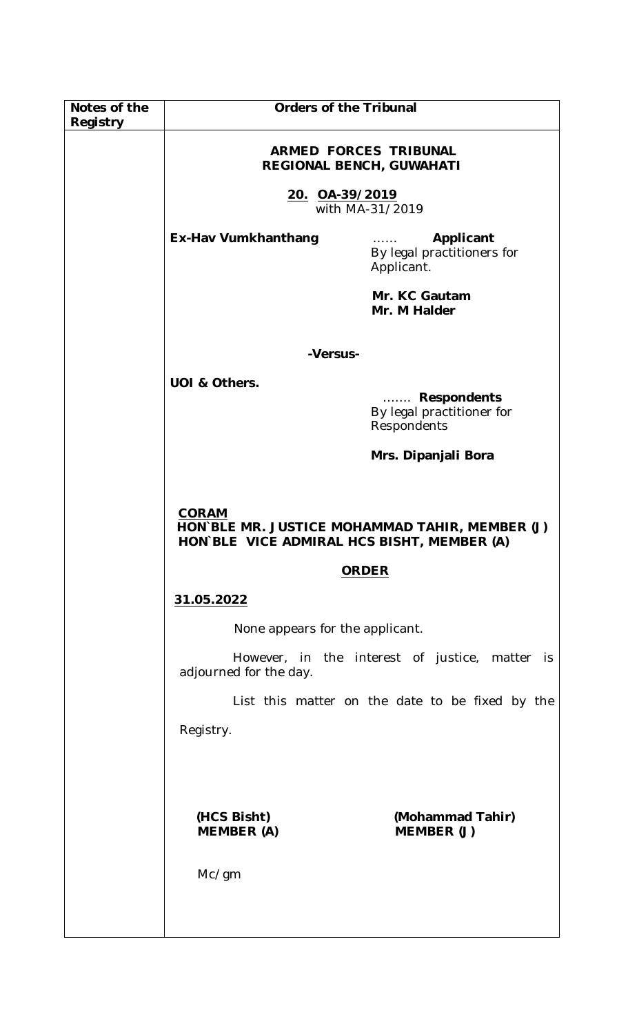| Notes of the Registry | Orders of the Tribunal |
|---|---|

**ARMED FORCES TRIBUNAL**
**REGIONAL BENCH, GUWAHATI**

**20. OA-39/2019**
with MA-31/2019

**Ex-Hav Vumkhanthang** …… **Applicant**
By legal practitioners for Applicant.

**Mr. KC Gautam**
**Mr. M Halder**

**-Versus-**

**UOI & Others.** ……. **Respondents**
By legal practitioner for Respondents

**Mrs. Dipanjali Bora**

**CORAM**
**HON`BLE MR. JUSTICE MOHAMMAD TAHIR, MEMBER (J)**
**HON`BLE VICE ADMIRAL HCS BISHT, MEMBER (A)**

**ORDER**

**31.05.2022**

None appears for the applicant.

However, in the interest of justice, matter is adjourned for the day.

List this matter on the date to be fixed by the Registry.

**(HCS Bisht)**
**MEMBER (A)**

**(Mohammad Tahir)**
**MEMBER (J)**

Mc/gm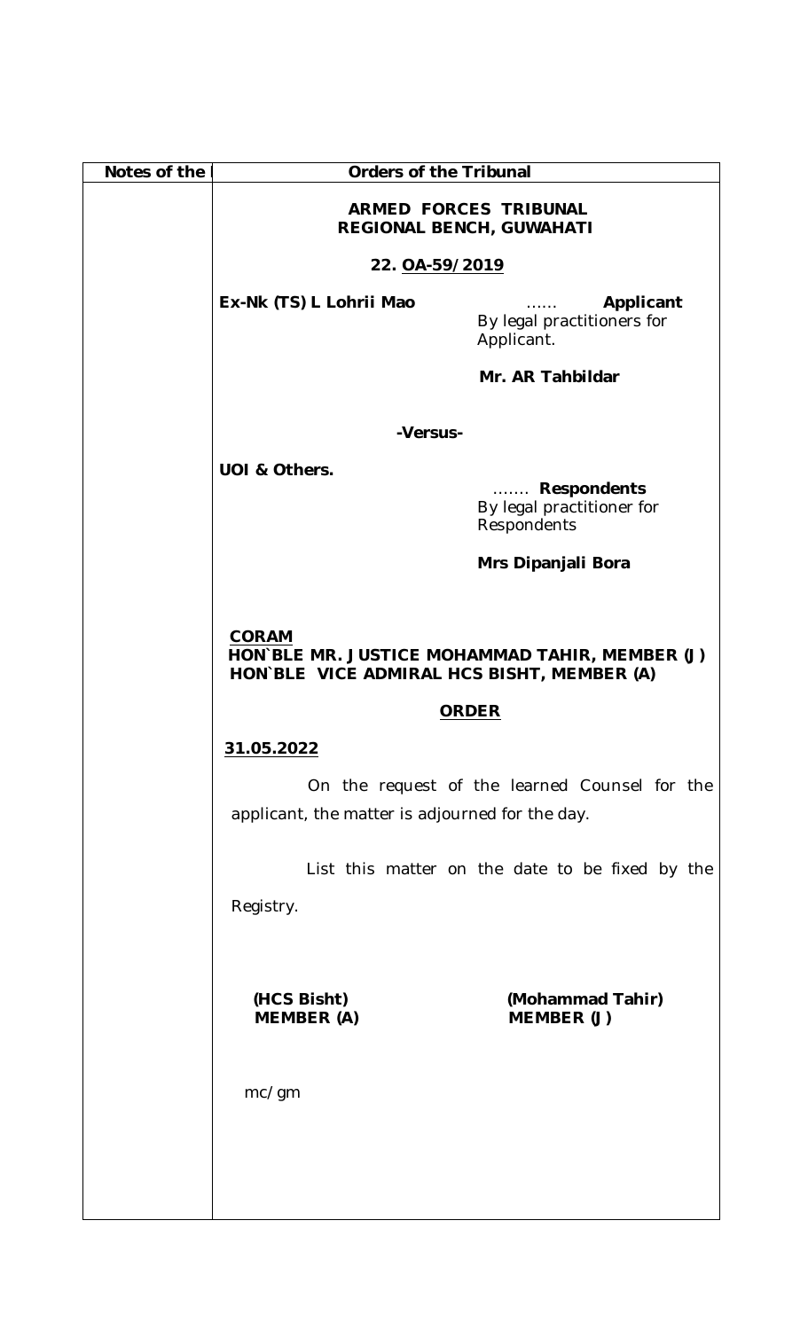| Notes of the | Orders of the Tribunal |
|---|---|

**ARMED FORCES TRIBUNAL**
**REGIONAL BENCH, GUWAHATI**

**22. OA-59/2019**

**Ex-Nk (TS) L Lohrii Mao** …… **Applicant**
By legal practitioners for Applicant.

**Mr. AR Tahbildar**

**-Versus-**

**UOI & Others.** ……. **Respondents**
By legal practitioner for Respondents

**Mrs Dipanjali Bora**

**CORAM**
**HON`BLE MR. JUSTICE MOHAMMAD TAHIR, MEMBER (J)**
**HON`BLE VICE ADMIRAL HCS BISHT, MEMBER (A)**

**ORDER**

**31.05.2022**

On the request of the learned Counsel for the applicant, the matter is adjourned for the day.

List this matter on the date to be fixed by the Registry.

**(HCS Bisht)** **(Mohammad Tahir)**
**MEMBER (A)** **MEMBER (J)**

mc/gm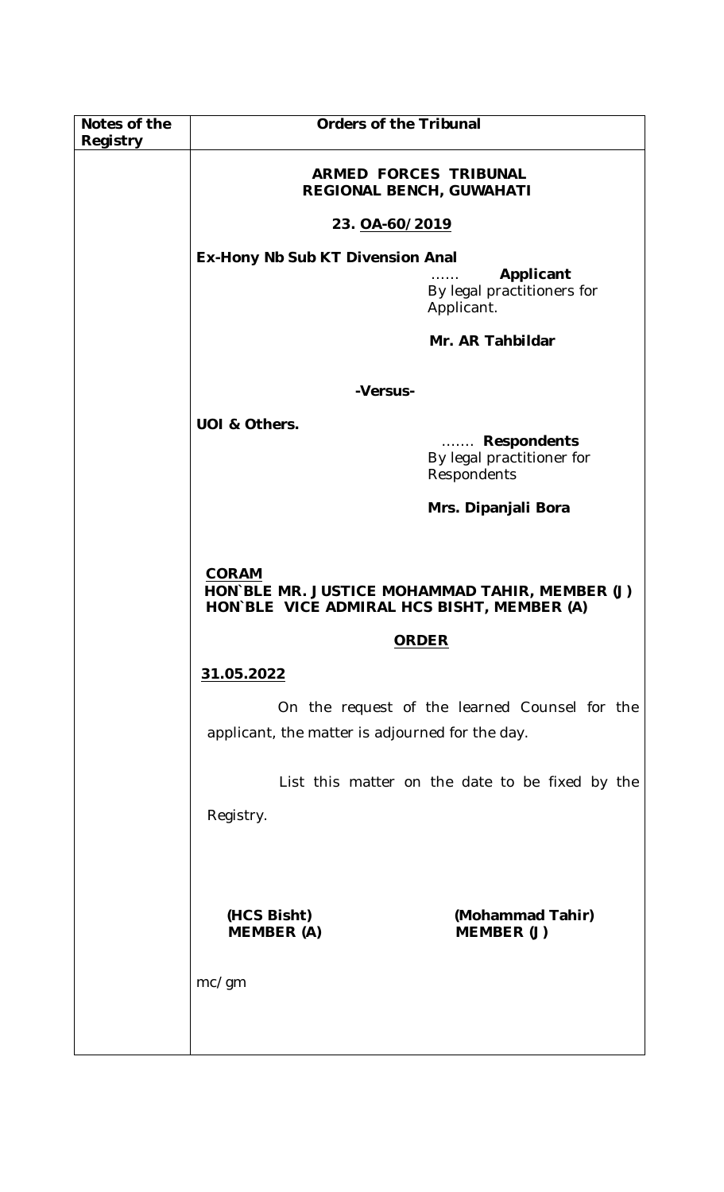| Notes of the Registry | Orders of the Tribunal |
|---|---|
| | **ARMED FORCES TRIBUNAL**<br>**REGIONAL BENCH, GUWAHATI**<br><br>**23. OA-60/2019**<br><br>**Ex-Hony Nb Sub KT Divension Anal** …… **Applicant**<br>By legal practitioners for Applicant.<br><br>**Mr. AR Tahbildar**<br><br>**-Versus-**<br><br>**UOI & Others.** ……. **Respondents**<br>By legal practitioner for Respondents<br><br>**Mrs. Dipanjali Bora**<br><br>**CORAM**<br>**HON`BLE MR. JUSTICE MOHAMMAD TAHIR, MEMBER (J)**<br>**HON`BLE VICE ADMIRAL HCS BISHT, MEMBER (A)**<br><br>**ORDER**<br><br>**31.05.2022**<br><br>On the request of the learned Counsel for the applicant, the matter is adjourned for the day.<br><br>List this matter on the date to be fixed by the Registry.<br><br>**(HCS Bisht)** **(Mohammad Tahir)**<br>**MEMBER (A)** **MEMBER (J)**<br><br>mc/gm |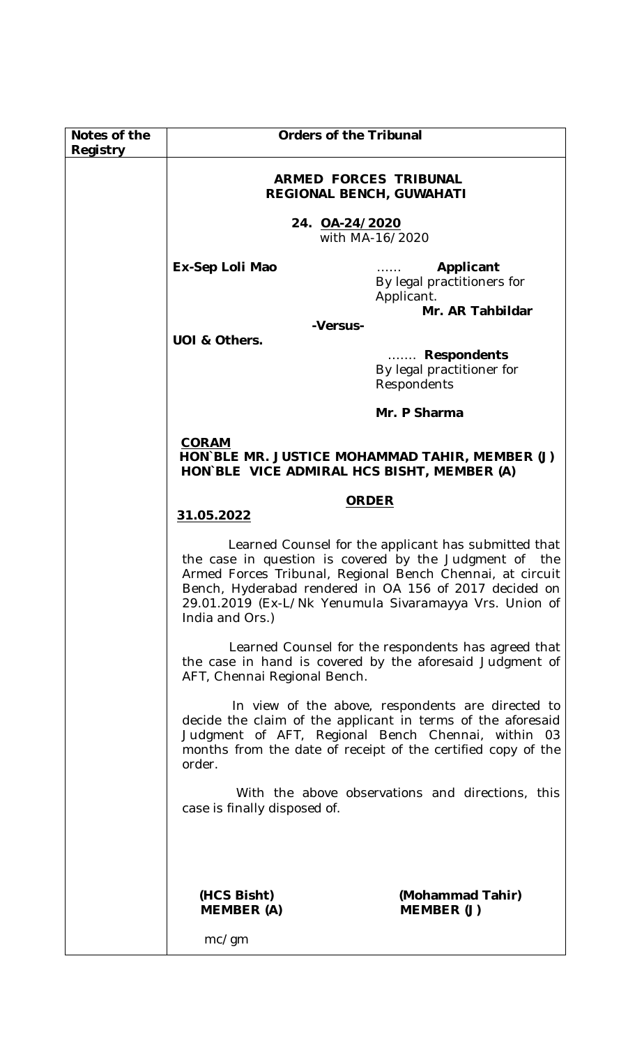| Notes of the Registry | Orders of the Tribunal |
|---|---|
| | |

**ARMED FORCES TRIBUNAL**
**REGIONAL BENCH, GUWAHATI**

**24. OA-24/2020**
with MA-16/2020

**Ex-Sep Loli Mao** …… **Applicant**
By legal practitioners for Applicant.
**Mr. AR Tahbildar**

**-Versus-**

**UOI & Others.** ……. **Respondents**
By legal practitioner for Respondents

**Mr. P Sharma**

**CORAM**
**HON`BLE MR. JUSTICE MOHAMMAD TAHIR, MEMBER (J)**
**HON`BLE VICE ADMIRAL HCS BISHT, MEMBER (A)**

**ORDER**

**31.05.2022**

Learned Counsel for the applicant has submitted that the case in question is covered by the Judgment of the Armed Forces Tribunal, Regional Bench Chennai, at circuit Bench, Hyderabad rendered in OA 156 of 2017 decided on 29.01.2019 (Ex-L/Nk Yenumula Sivaramayya Vrs. Union of India and Ors.)

Learned Counsel for the respondents has agreed that the case in hand is covered by the aforesaid Judgment of AFT, Chennai Regional Bench.

In view of the above, respondents are directed to decide the claim of the applicant in terms of the aforesaid Judgment of AFT, Regional Bench Chennai, within 03 months from the date of receipt of the certified copy of the order.

With the above observations and directions, this case is finally disposed of.

**(HCS Bisht)**
**MEMBER (A)**

**(Mohammad Tahir)**
**MEMBER (J)**

mc/gm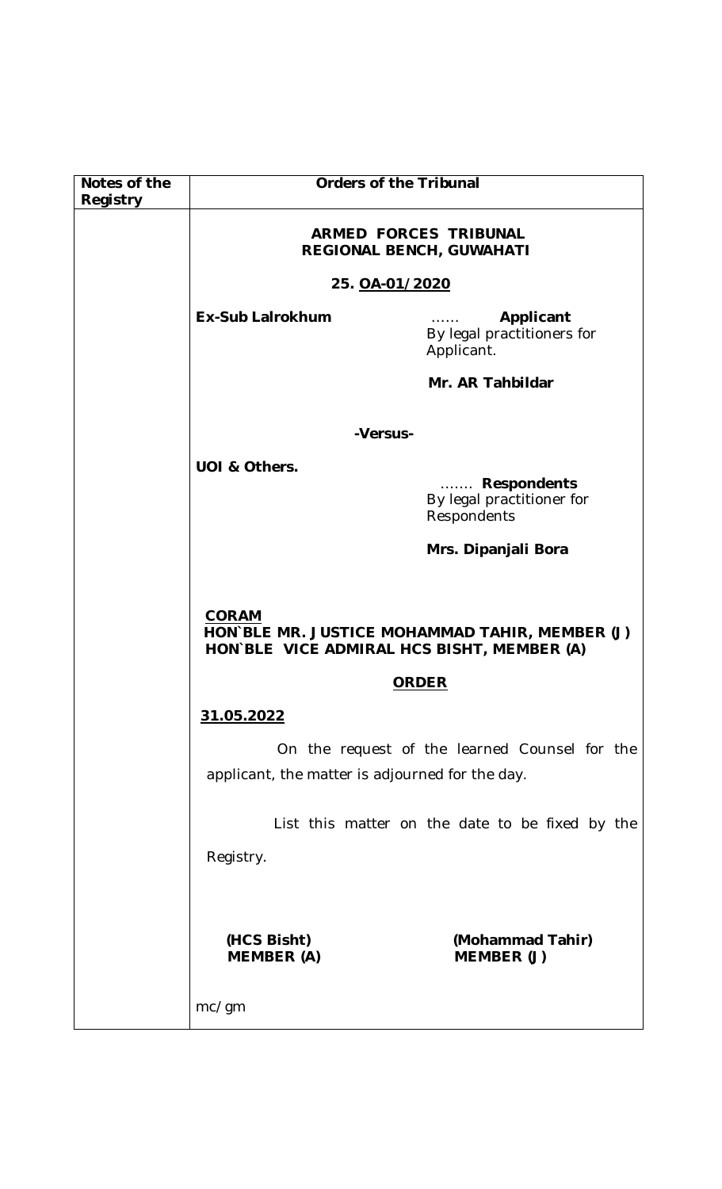| Notes of the Registry | Orders of the Tribunal |
|---|---|
| | **ARMED FORCES TRIBUNAL**<br>**REGIONAL BENCH, GUWAHATI**<br><br>**25. OA-01/2020**<br><br>**Ex-Sub Lalrokhum** …… **Applicant**<br>By legal practitioners for Applicant.<br>**Mr. AR Tahbildar**<br><br>**-Versus-**<br><br>**UOI & Others.** ……. **Respondents**<br>By legal practitioner for Respondents<br>**Mrs. Dipanjali Bora**<br><br>**CORAM**<br>**HON`BLE MR. JUSTICE MOHAMMAD TAHIR, MEMBER (J)**<br>**HON`BLE VICE ADMIRAL HCS BISHT, MEMBER (A)**<br><br>**ORDER**<br><br>**31.05.2022**<br><br>On the request of the learned Counsel for the applicant, the matter is adjourned for the day.<br><br>List this matter on the date to be fixed by the Registry.<br><br>**(HCS Bisht)** **(Mohammad Tahir)**<br>**MEMBER (A)** **MEMBER (J)**<br><br>mc/gm |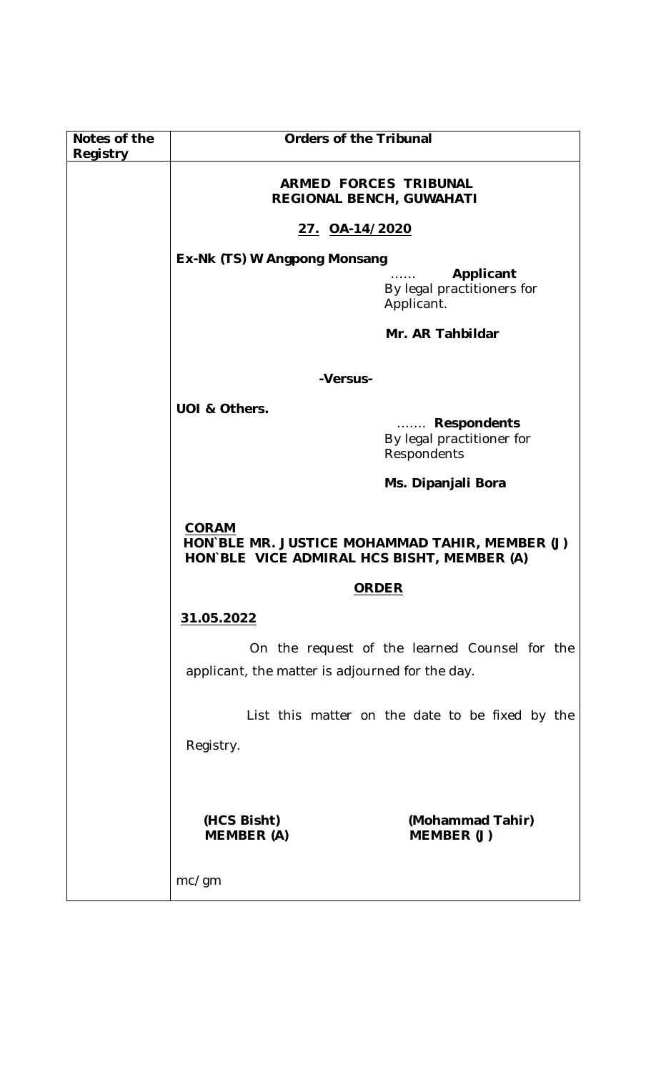| Notes of the Registry | Orders of the Tribunal |
|---|---|
| | **ARMED FORCES TRIBUNAL**<br>**REGIONAL BENCH, GUWAHATI**<br><br>**27. OA-14/2020**<br><br>**Ex-Nk (TS) W Angpong Monsang**<br>…… **Applicant**<br>By legal practitioners for Applicant.<br><br>**Mr. AR Tahbildar**<br><br>**-Versus-**<br><br>**UOI & Others.**<br>……. **Respondents**<br>By legal practitioner for Respondents<br><br>**Ms. Dipanjali Bora**<br><br>**CORAM**<br>**HON`BLE MR. JUSTICE MOHAMMAD TAHIR, MEMBER (J)**<br>**HON`BLE VICE ADMIRAL HCS BISHT, MEMBER (A)**<br><br>**ORDER**<br><br>**31.05.2022**<br><br>On the request of the learned Counsel for the applicant, the matter is adjourned for the day.<br><br>List this matter on the date to be fixed by the Registry.<br><br>**(HCS Bisht)** **(Mohammad Tahir)**<br>**MEMBER (A)** **MEMBER (J)**<br><br>mc/gm |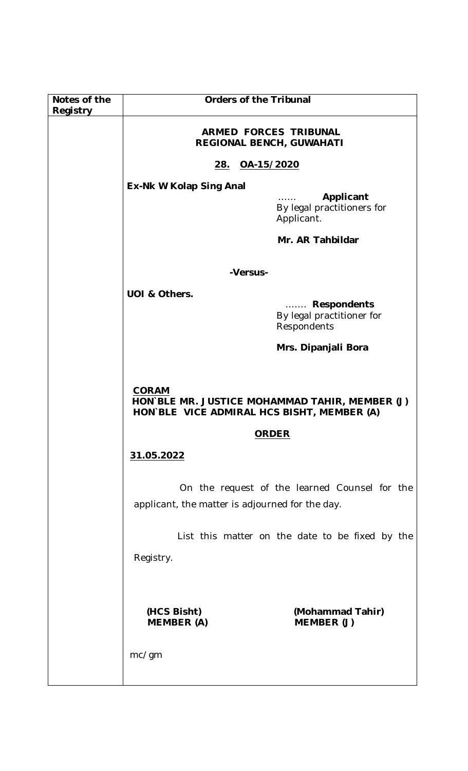| Notes of the Registry | Orders of the Tribunal |
|---|---|
| | **ARMED FORCES TRIBUNAL**<br>**REGIONAL BENCH, GUWAHATI**<br><br>**28. OA-15/2020**<br><br>**Ex-Nk W Kolap Sing Anal** …… **Applicant**<br>By legal practitioners for Applicant.<br>**Mr. AR Tahbildar**<br><br>**-Versus-**<br><br>**UOI & Others.** ……. **Respondents**<br>By legal practitioner for Respondents<br>**Mrs. Dipanjali Bora**<br><br>**CORAM**<br>**HON`BLE MR. JUSTICE MOHAMMAD TAHIR, MEMBER (J)**<br>**HON`BLE VICE ADMIRAL HCS BISHT, MEMBER (A)**<br><br>**ORDER**<br><br>**31.05.2022**<br><br>On the request of the learned Counsel for the applicant, the matter is adjourned for the day.<br><br>List this matter on the date to be fixed by the Registry.<br><br>**(HCS Bisht)** **(Mohammad Tahir)**<br>**MEMBER (A)** **MEMBER (J)**<br><br>mc/gm |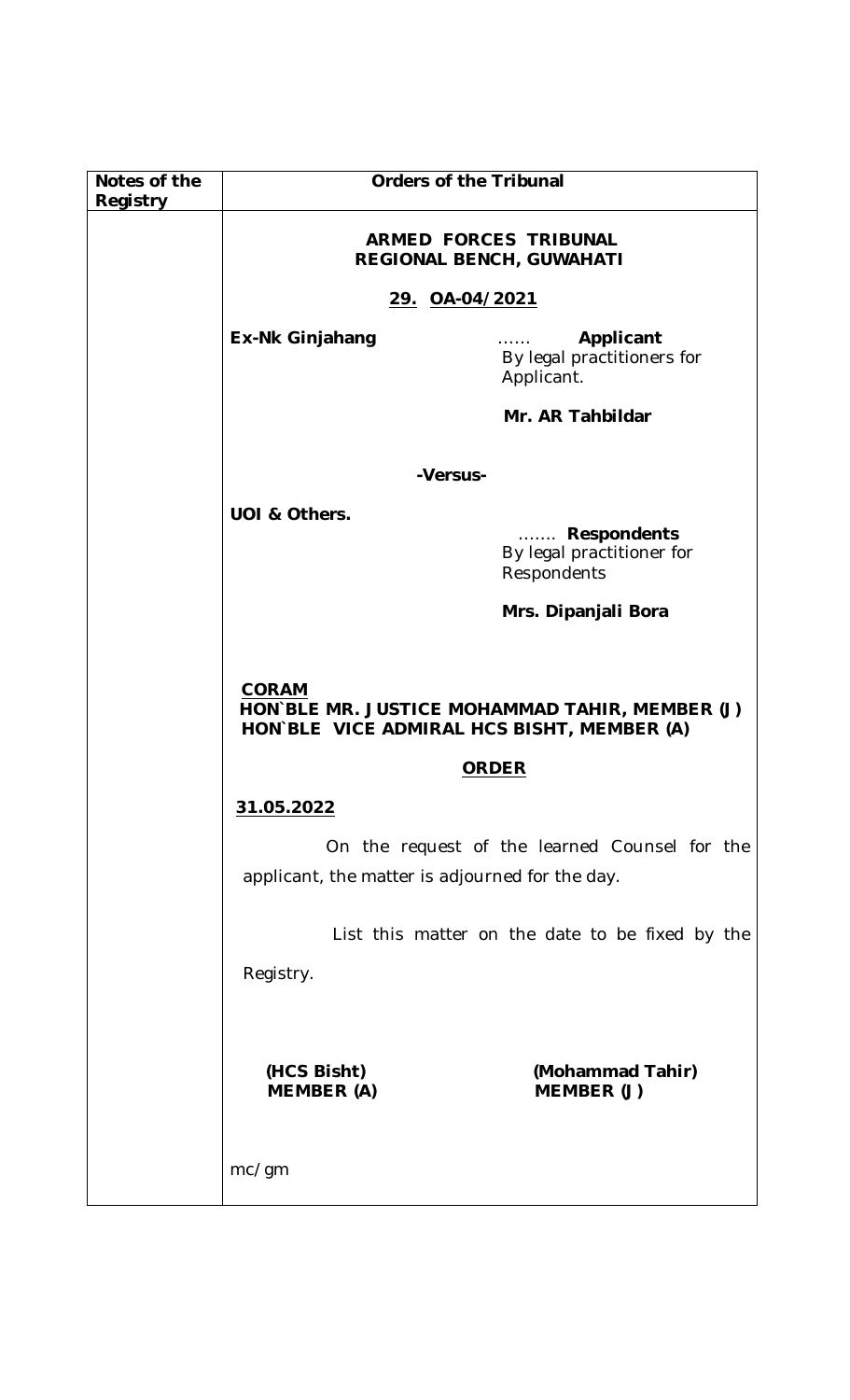| Notes of the Registry | Orders of the Tribunal |
|---|---|
| | **ARMED FORCES TRIBUNAL REGIONAL BENCH, GUWAHATI**<br><br>**29. OA-04/2021**<br><br>**Ex-Nk Ginjahang** …… **Applicant** By legal practitioners for Applicant.<br><br>**Mr. AR Tahbildar**<br><br>**-Versus-**<br><br>**UOI & Others.** ……. **Respondents** By legal practitioner for Respondents<br><br>**Mrs. Dipanjali Bora**<br><br>**CORAM**<br>**HON`BLE MR. JUSTICE MOHAMMAD TAHIR, MEMBER (J)**<br>**HON`BLE VICE ADMIRAL HCS BISHT, MEMBER (A)**<br><br>**ORDER**<br><br>**31.05.2022**<br><br>On the request of the learned Counsel for the applicant, the matter is adjourned for the day.<br><br>List this matter on the date to be fixed by the Registry.<br><br>**(HCS Bisht)** **(Mohammad Tahir)**<br>**MEMBER (A)** **MEMBER (J)**<br><br>mc/gm |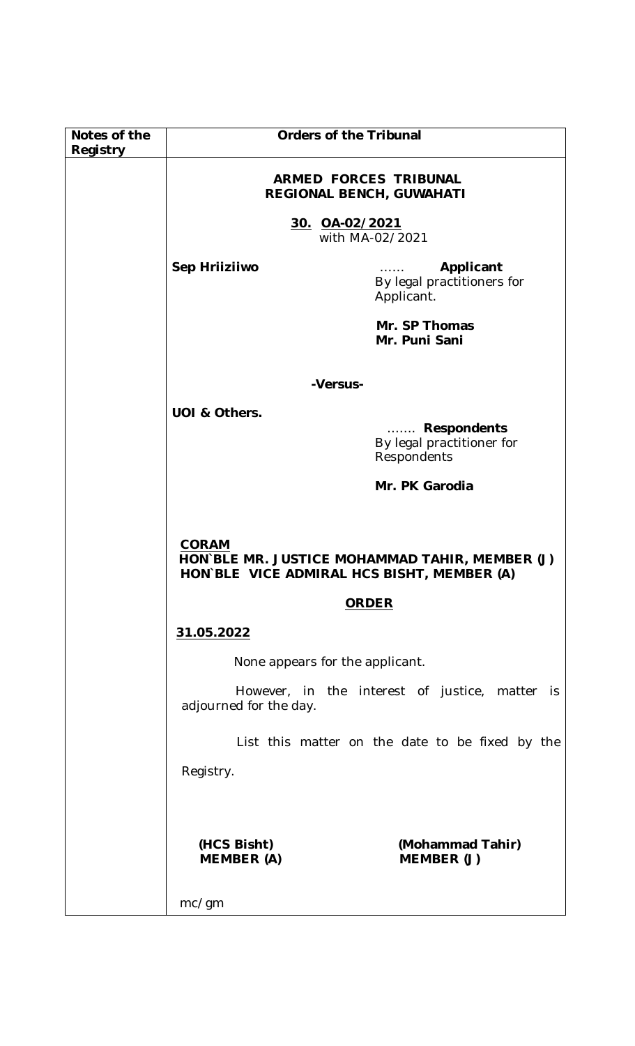| Notes of the Registry | Orders of the Tribunal |
|---|---|
| | **ARMED FORCES TRIBUNAL**<br>**REGIONAL BENCH, GUWAHATI**<br><br>**30. OA-02/2021**<br>with MA-02/2021<br><br>**Sep Hriiziiwo** …… **Applicant**<br>By legal practitioners for Applicant.<br><br>**Mr. SP Thomas**<br>**Mr. Puni Sani**<br><br>**-Versus-**<br><br>**UOI & Others.**<br>……. **Respondents**<br>By legal practitioner for Respondents<br><br>**Mr. PK Garodia**<br><br>**CORAM**<br>**HON`BLE MR. JUSTICE MOHAMMAD TAHIR, MEMBER (J)**<br>**HON`BLE VICE ADMIRAL HCS BISHT, MEMBER (A)**<br><br>**ORDER**<br><br>**31.05.2022**<br><br>None appears for the applicant.<br><br>However, in the interest of justice, matter is adjourned for the day.<br><br>List this matter on the date to be fixed by the Registry.<br><br>**(HCS Bisht)** **(Mohammad Tahir)**<br>**MEMBER (A)** **MEMBER (J)**<br><br>mc/gm |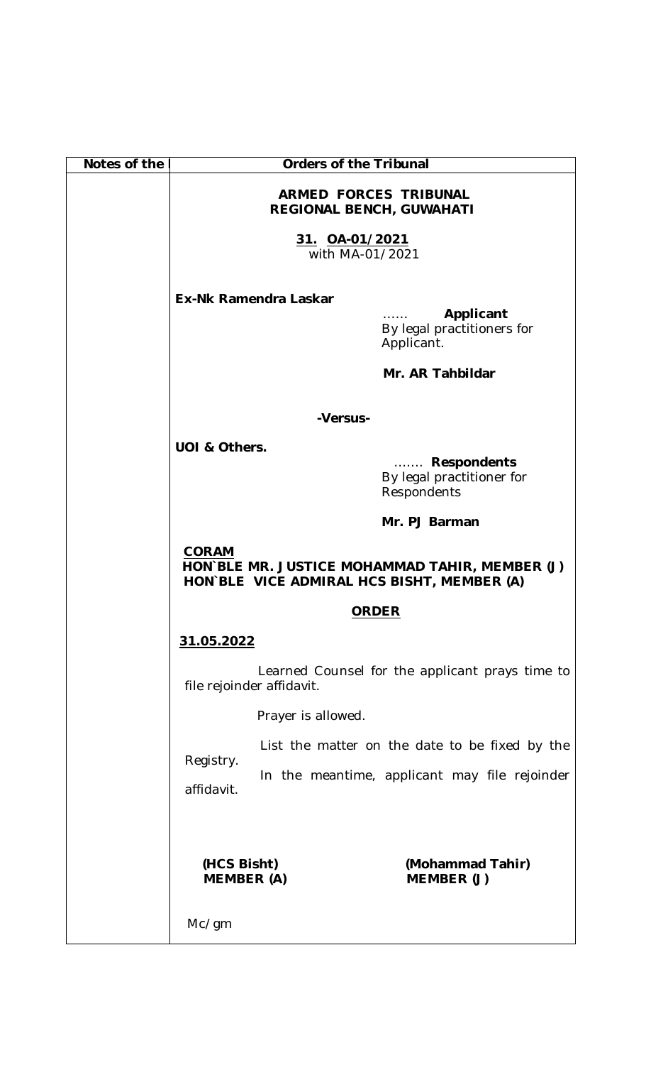| Notes of the | Orders of the Tribunal |
|---|---|
| | **ARMED FORCES TRIBUNAL**<br>**REGIONAL BENCH, GUWAHATI**<br><br>**<u>31. OA-01/2021</u>**<br>with MA-01/2021<br><br>**Ex-Nk Ramendra Laskar**<br>…… **Applicant**<br>By legal practitioners for Applicant.<br><br>**Mr. AR Tahbildar**<br><br>**-Versus-**<br><br>**UOI & Others.**<br>……. **Respondents**<br>By legal practitioner for Respondents<br><br>**Mr. PJ Barman**<br><br>**<u>CORAM</u>**<br>**HON`BLE MR. JUSTICE MOHAMMAD TAHIR, MEMBER (J)**<br>**HON`BLE VICE ADMIRAL HCS BISHT, MEMBER (A)**<br><br>**<u>ORDER</u>**<br><br>**<u>31.05.2022</u>**<br><br>Learned Counsel for the applicant prays time to file rejoinder affidavit.<br><br>Prayer is allowed.<br><br>List the matter on the date to be fixed by the Registry.<br><br>In the meantime, applicant may file rejoinder affidavit.<br><br>**(HCS Bisht)** **(Mohammad Tahir)**<br>**MEMBER (A)** **MEMBER (J)**<br><br>Mc/gm |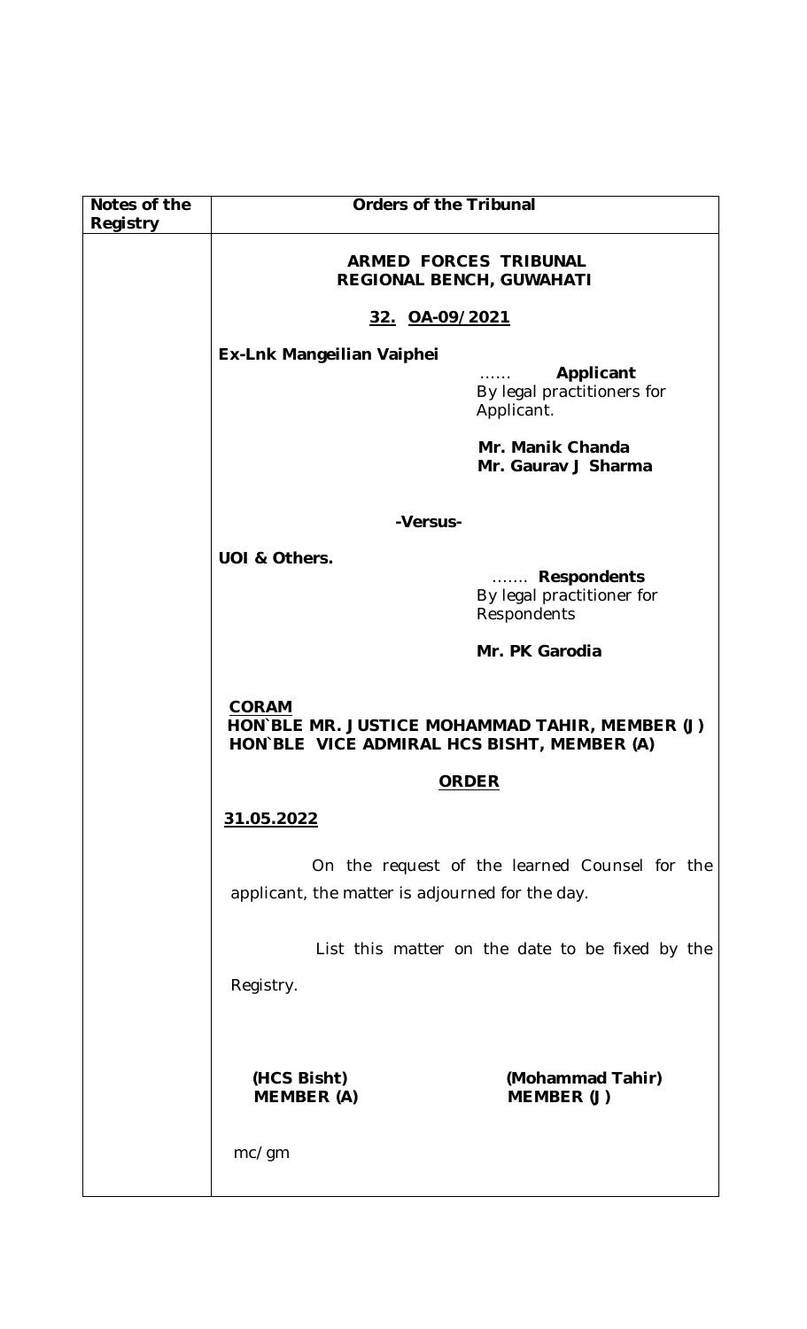| Notes of the Registry | Orders of the Tribunal |
| --- | --- |
| | **ARMED FORCES TRIBUNAL**<br>**REGIONAL BENCH, GUWAHATI**<br><br>**32. OA-09/2021**<br><br>**Ex-Lnk Mangeilian Vaiphei** …… **Applicant**<br>By legal practitioners for Applicant.<br><br>**Mr. Manik Chanda**<br>**Mr. Gaurav J Sharma**<br><br>**-Versus-**<br><br>**UOI & Others.** ……. **Respondents**<br>By legal practitioner for Respondents<br><br>**Mr. PK Garodia**<br><br>**CORAM**<br>**HON`BLE MR. JUSTICE MOHAMMAD TAHIR, MEMBER (J)**<br>**HON`BLE VICE ADMIRAL HCS BISHT, MEMBER (A)**<br><br>**ORDER**<br><br>**31.05.2022**<br><br>On the request of the learned Counsel for the applicant, the matter is adjourned for the day.<br><br>List this matter on the date to be fixed by the Registry.<br><br>**(HCS Bisht)** **(Mohammad Tahir)**<br>**MEMBER (A)** **MEMBER (J)**<br><br>mc/gm |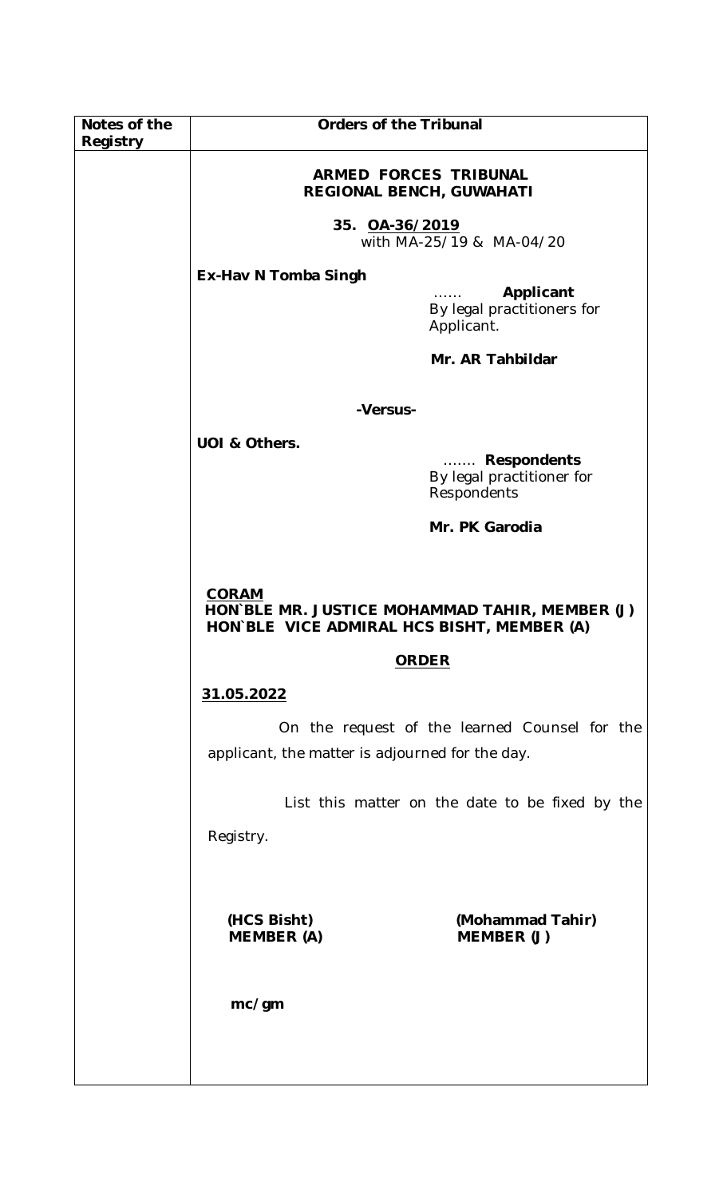| Notes of the Registry | Orders of the Tribunal |
| --- | --- |

**ARMED FORCES TRIBUNAL**
**REGIONAL BENCH, GUWAHATI**

**35. OA-36/2019**
with MA-25/19 & MA-04/20

**Ex-Hav N Tomba Singh**

…… **Applicant**
By legal practitioners for Applicant.

**Mr. AR Tahbildar**

**-Versus-**

**UOI & Others.**

……. **Respondents**
By legal practitioner for Respondents

**Mr. PK Garodia**

**CORAM**
**HON`BLE MR. JUSTICE MOHAMMAD TAHIR, MEMBER (J)**
**HON`BLE VICE ADMIRAL HCS BISHT, MEMBER (A)**

**ORDER**

**31.05.2022**

On the request of the learned Counsel for the applicant, the matter is adjourned for the day.

List this matter on the date to be fixed by the Registry.

**(HCS Bisht)**
**MEMBER (A)**

**(Mohammad Tahir)**
**MEMBER (J)**

**mc/gm**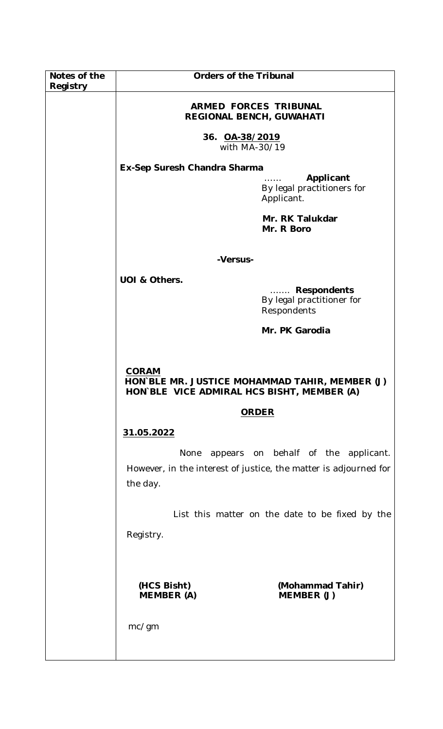| Notes of the Registry | Orders of the Tribunal |
|---|---|
| | **ARMED FORCES TRIBUNAL**<br>**REGIONAL BENCH, GUWAHATI**<br><br>**36. <u>OA-38/2019</u>**<br>with MA-30/19<br><br>**Ex-Sep Suresh Chandra Sharma**<br>…… **Applicant**<br>By legal practitioners for Applicant.<br><br>**Mr. RK Talukdar**<br>**Mr. R Boro**<br><br>**-Versus-**<br><br>**UOI & Others.**<br>……. **Respondents**<br>By legal practitioner for Respondents<br><br>**Mr. PK Garodia**<br><br>**<u>CORAM</u>**<br>**HON`BLE MR. JUSTICE MOHAMMAD TAHIR, MEMBER (J)**<br>**HON`BLE VICE ADMIRAL HCS BISHT, MEMBER (A)**<br><br>**<u>ORDER</u>**<br><br>**<u>31.05.2022</u>**<br><br>None appears on behalf of the applicant. However, in the interest of justice, the matter is adjourned for the day.<br><br>List this matter on the date to be fixed by the Registry.<br><br>**(HCS Bisht)** **(Mohammad Tahir)**<br>**MEMBER (A)** **MEMBER (J)**<br><br>mc/gm |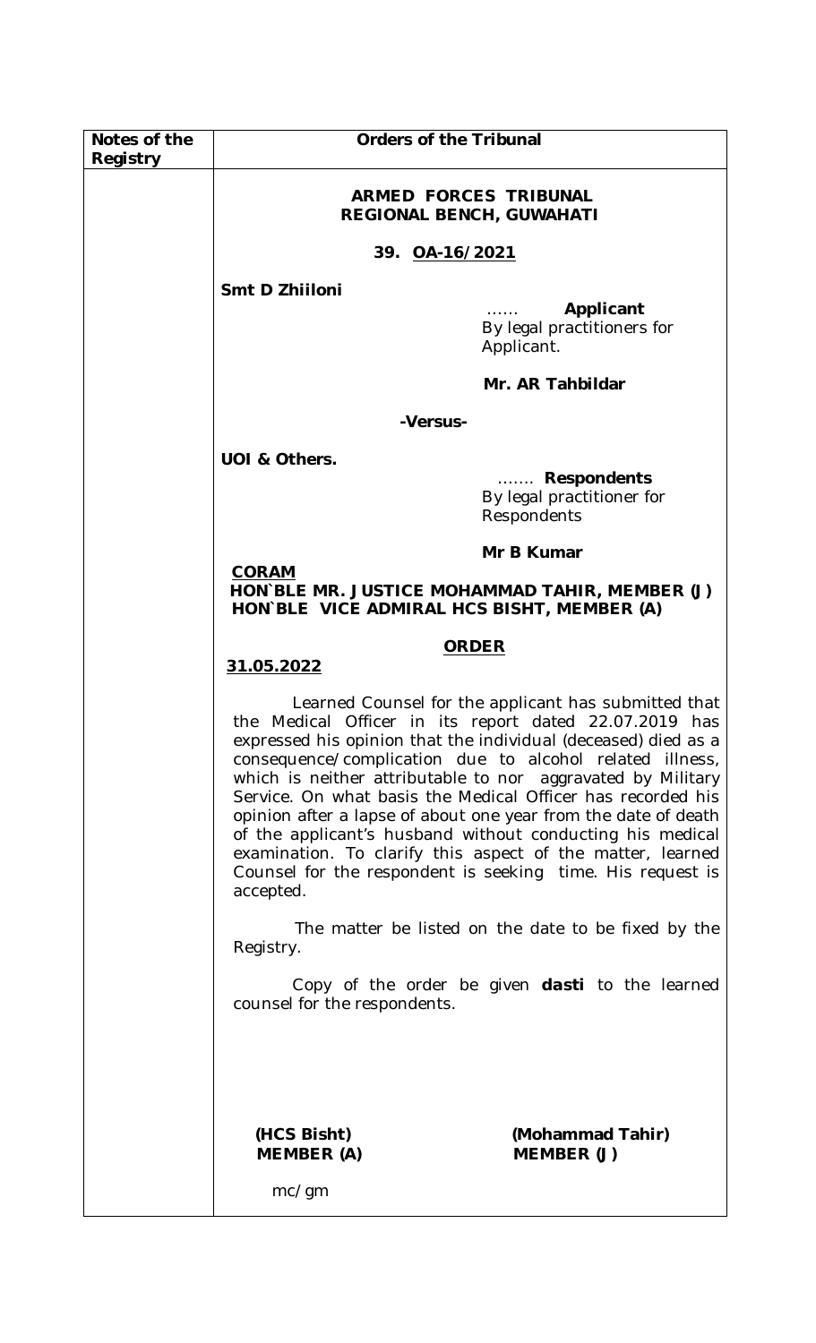| Notes of the Registry | Orders of the Tribunal |
|---|---|
| | |

**ARMED FORCES TRIBUNAL**
**REGIONAL BENCH, GUWAHATI**

**39. OA-16/2021**

**Smt D Zhiiloni**

…… **Applicant**
By legal practitioners for Applicant.

**Mr. AR Tahbildar**

**-Versus-**

**UOI & Others.**

……. **Respondents**
By legal practitioner for Respondents

**Mr B Kumar**

**CORAM**
**HON`BLE MR. JUSTICE MOHAMMAD TAHIR, MEMBER (J)**
**HON`BLE VICE ADMIRAL HCS BISHT, MEMBER (A)**

**ORDER**

**31.05.2022**

Learned Counsel for the applicant has submitted that the Medical Officer in its report dated 22.07.2019 has expressed his opinion that the individual (deceased) died as a consequence/complication due to alcohol related illness, which is neither attributable to nor aggravated by Military Service. On what basis the Medical Officer has recorded his opinion after a lapse of about one year from the date of death of the applicant's husband without conducting his medical examination. To clarify this aspect of the matter, learned Counsel for the respondent is seeking time. His request is accepted.

The matter be listed on the date to be fixed by the Registry.

Copy of the order be given **dasti** to the learned counsel for the respondents.

**(HCS Bisht)**
**MEMBER (A)**

**(Mohammad Tahir)**
**MEMBER (J)**

mc/gm